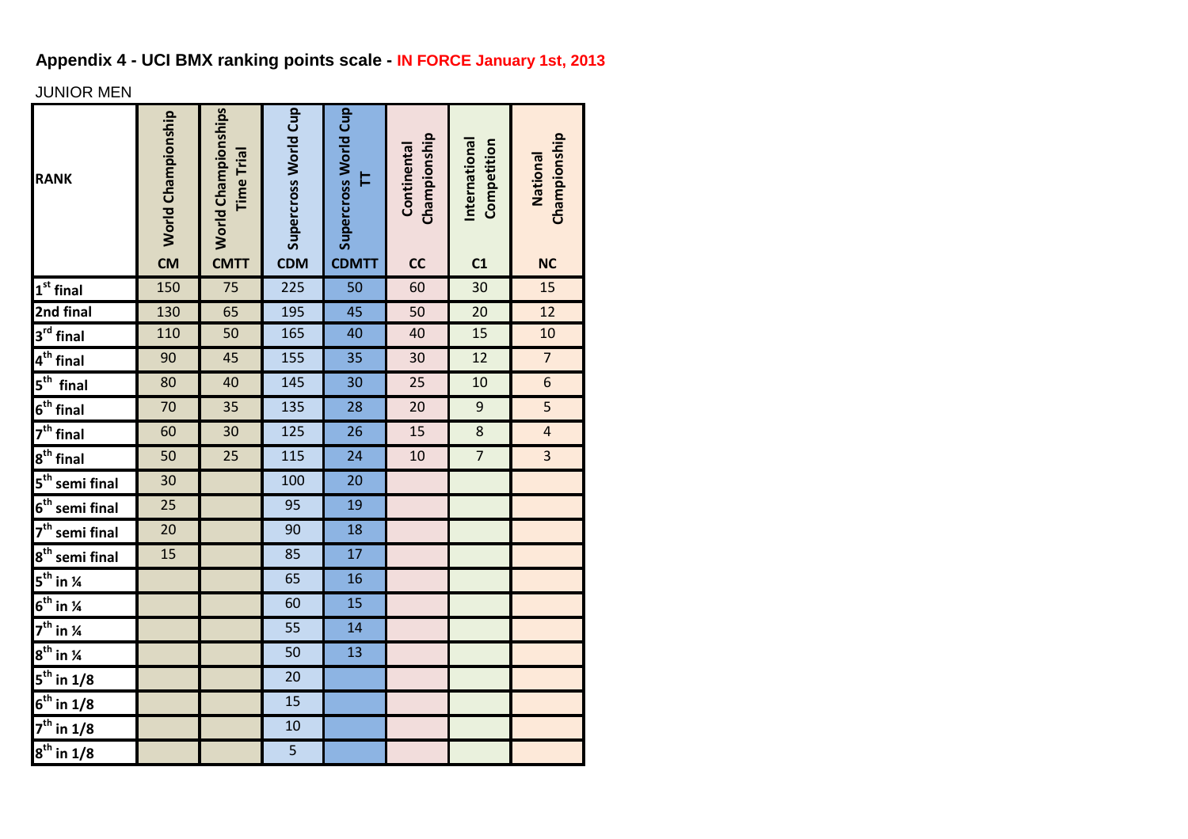## Appendix 4 - UCI BMX ranking points scale - IN FORCE January 1st, 2013

JUNIOR MEN

| RANK | World Championship CM | World Championships Time Trial CMTT | Supercross World Cup CDM | Supercross World Cup TT CDMTT | Continental Championship CC | International Competition C1 | National Championship NC |
|---|---|---|---|---|---|---|---|
| 1st final | 150 | 75 | 225 | 50 | 60 | 30 | 15 |
| 2nd final | 130 | 65 | 195 | 45 | 50 | 20 | 12 |
| 3rd final | 110 | 50 | 165 | 40 | 40 | 15 | 10 |
| 4th final | 90 | 45 | 155 | 35 | 30 | 12 | 7 |
| 5th final | 80 | 40 | 145 | 30 | 25 | 10 | 6 |
| 6th final | 70 | 35 | 135 | 28 | 20 | 9 | 5 |
| 7th final | 60 | 30 | 125 | 26 | 15 | 8 | 4 |
| 8th final | 50 | 25 | 115 | 24 | 10 | 7 | 3 |
| 5th semi final | 30 | | 100 | 20 | | | |
| 6th semi final | 25 | | 95 | 19 | | | |
| 7th semi final | 20 | | 90 | 18 | | | |
| 8th semi final | 15 | | 85 | 17 | | | |
| 5th in ¼ | | | 65 | 16 | | | |
| 6th in ¼ | | | 60 | 15 | | | |
| 7th in ¼ | | | 55 | 14 | | | |
| 8th in ¼ | | | 50 | 13 | | | |
| 5th in 1/8 | | | 20 | | | | |
| 6th in 1/8 | | | 15 | | | | |
| 7th in 1/8 | | | 10 | | | | |
| 8th in 1/8 | | | 5 | | | | |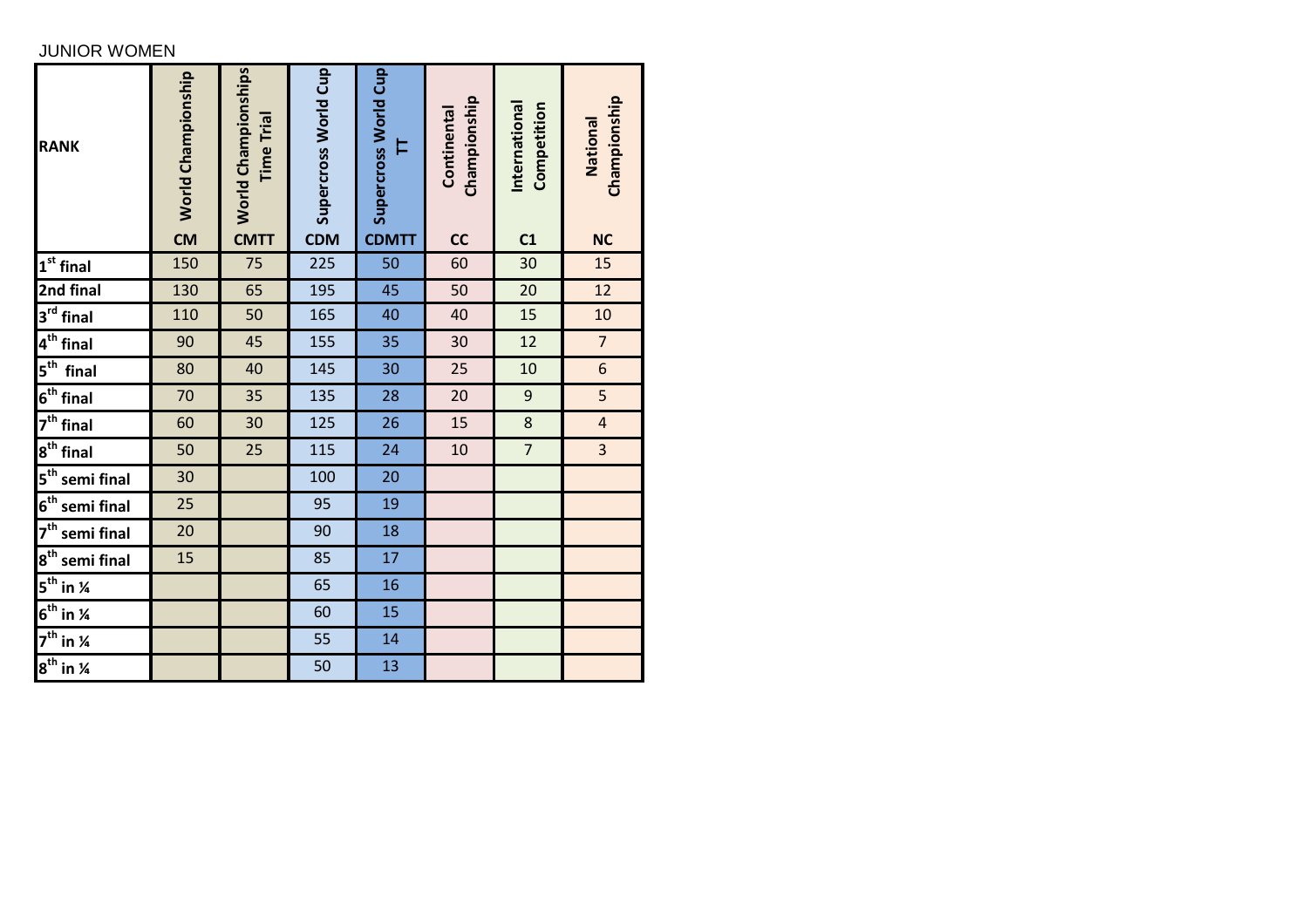JUNIOR WOMEN

| RANK | World Championship CM | World Championships Time Trial CMTT | Supercross World Cup CDM | Supercross World Cup TT CDMTT | Continental Championship CC | International Competition C1 | National Championship NC |
|---|---|---|---|---|---|---|---|
| 1st final | 150 | 75 | 225 | 50 | 60 | 30 | 15 |
| 2nd final | 130 | 65 | 195 | 45 | 50 | 20 | 12 |
| 3rd final | 110 | 50 | 165 | 40 | 40 | 15 | 10 |
| 4th final | 90 | 45 | 155 | 35 | 30 | 12 | 7 |
| 5th final | 80 | 40 | 145 | 30 | 25 | 10 | 6 |
| 6th final | 70 | 35 | 135 | 28 | 20 | 9 | 5 |
| 7th final | 60 | 30 | 125 | 26 | 15 | 8 | 4 |
| 8th final | 50 | 25 | 115 | 24 | 10 | 7 | 3 |
| 5th semi final | 30 | | 100 | 20 | | | |
| 6th semi final | 25 | | 95 | 19 | | | |
| 7th semi final | 20 | | 90 | 18 | | | |
| 8th semi final | 15 | | 85 | 17 | | | |
| 5th in ¼ | | | 65 | 16 | | | |
| 6th in ¼ | | | 60 | 15 | | | |
| 7th in ¼ | | | 55 | 14 | | | |
| 8th in ¼ | | | 50 | 13 | | | |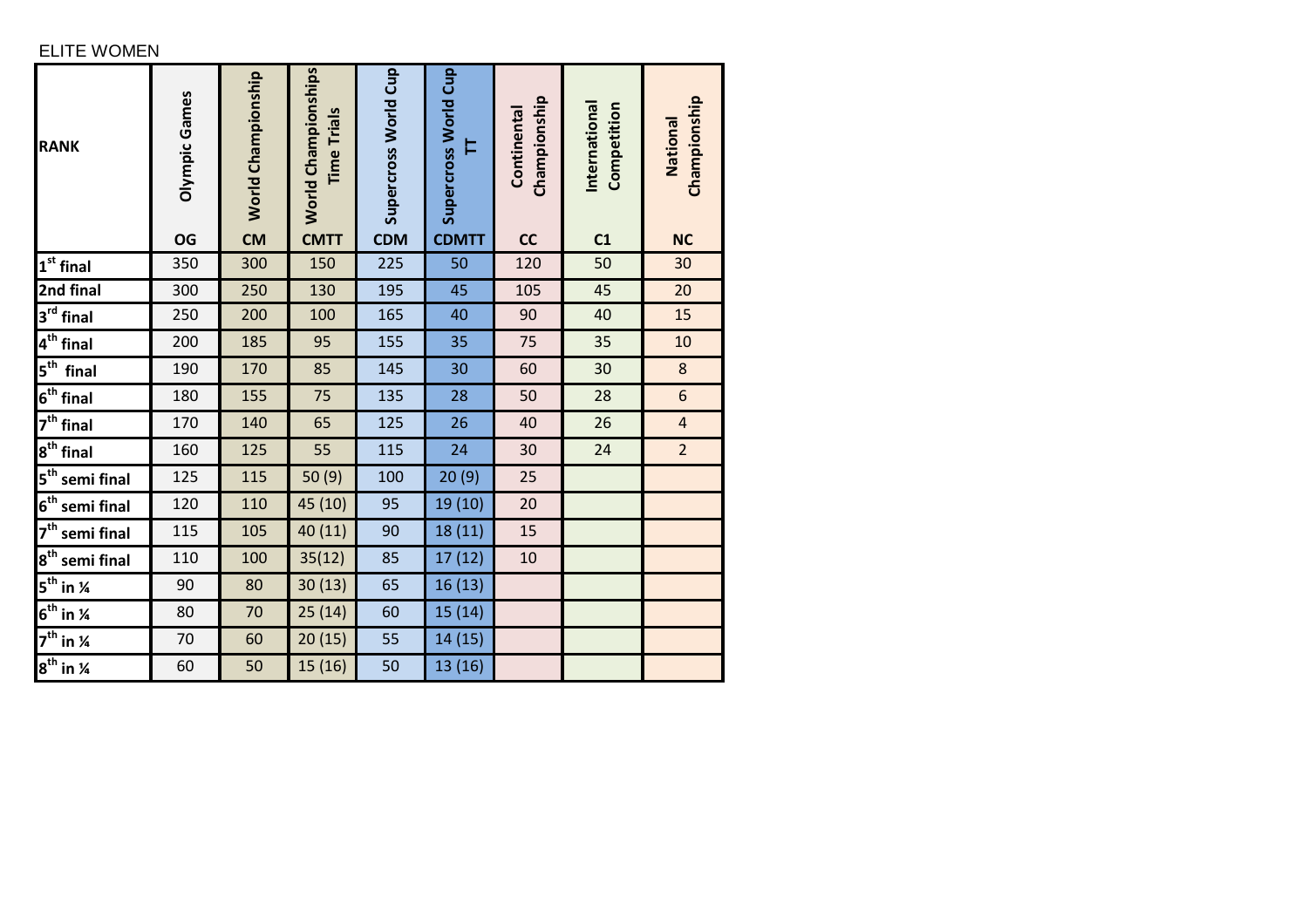ELITE WOMEN

| RANK | Olympic Games OG | World Championship CM | World Championships Time Trials CMTT | Supercross World Cup CDM | Supercross World Cup TT CDMTT | Continental Championship CC | International Competition C1 | National Championship NC |
|---|---|---|---|---|---|---|---|---|
| 1st final | 350 | 300 | 150 | 225 | 50 | 120 | 50 | 30 |
| 2nd final | 300 | 250 | 130 | 195 | 45 | 105 | 45 | 20 |
| 3rd final | 250 | 200 | 100 | 165 | 40 | 90 | 40 | 15 |
| 4th final | 200 | 185 | 95 | 155 | 35 | 75 | 35 | 10 |
| 5th final | 190 | 170 | 85 | 145 | 30 | 60 | 30 | 8 |
| 6th final | 180 | 155 | 75 | 135 | 28 | 50 | 28 | 6 |
| 7th final | 170 | 140 | 65 | 125 | 26 | 40 | 26 | 4 |
| 8th final | 160 | 125 | 55 | 115 | 24 | 30 | 24 | 2 |
| 5th semi final | 125 | 115 | 50 (9) | 100 | 20 (9) | 25 | | |
| 6th semi final | 120 | 110 | 45 (10) | 95 | 19 (10) | 20 | | |
| 7th semi final | 115 | 105 | 40 (11) | 90 | 18 (11) | 15 | | |
| 8th semi final | 110 | 100 | 35(12) | 85 | 17 (12) | 10 | | |
| 5th in ¼ | 90 | 80 | 30 (13) | 65 | 16 (13) | | | |
| 6th in ¼ | 80 | 70 | 25 (14) | 60 | 15 (14) | | | |
| 7th in ¼ | 70 | 60 | 20 (15) | 55 | 14 (15) | | | |
| 8th in ¼ | 60 | 50 | 15 (16) | 50 | 13 (16) | | | |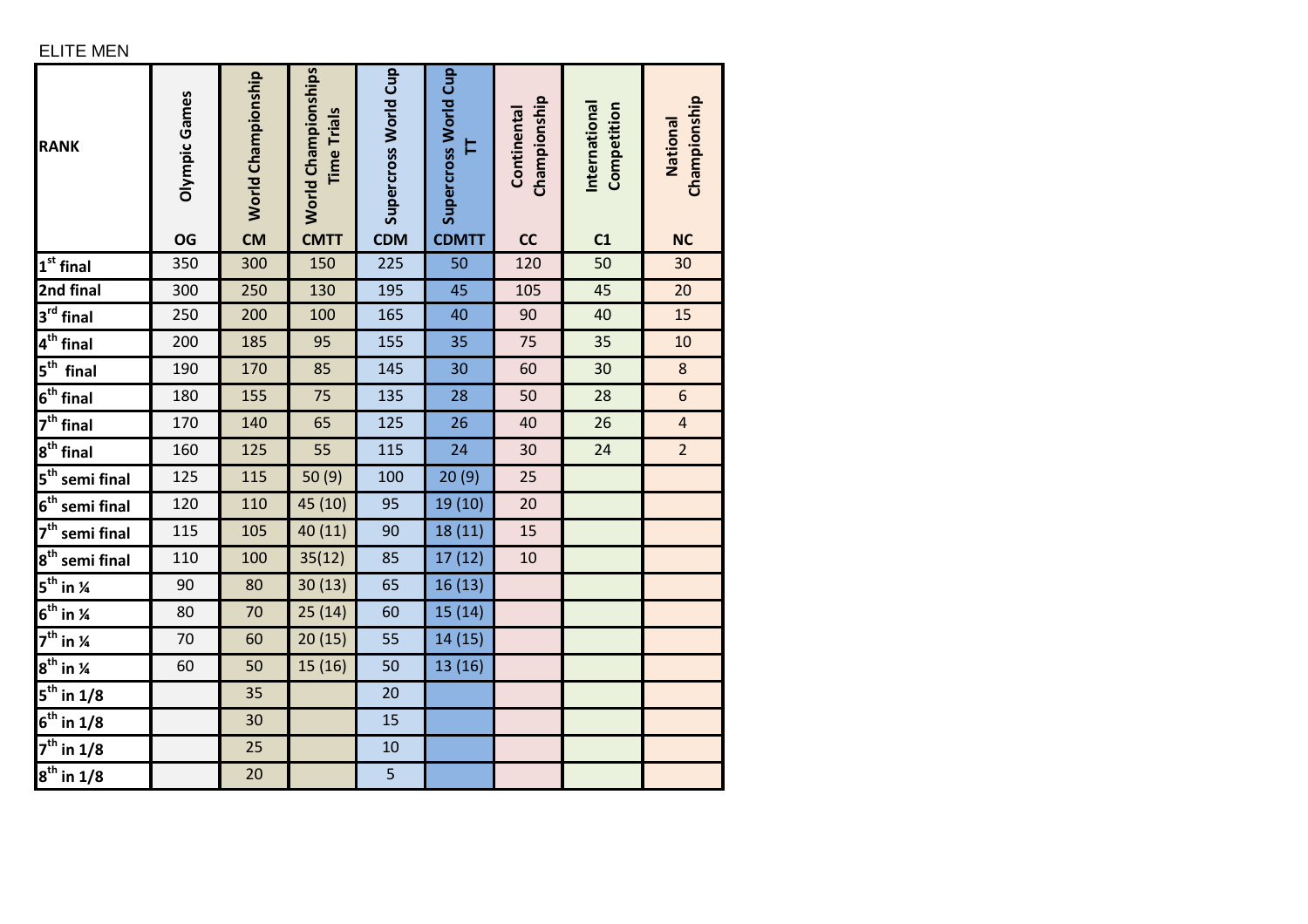ELITE MEN

| RANK | Olympic Games<br>OG | World Championship<br>CM | World Championships Time Trials<br>CMTT | Supercross World Cup<br>CDM | Supercross World Cup TT<br>CDMTT | Continental Championship<br>CC | International Competition<br>C1 | National Championship<br>NC |
|---|---|---|---|---|---|---|---|---|
| 1st final | 350 | 300 | 150 | 225 | 50 | 120 | 50 | 30 |
| 2nd final | 300 | 250 | 130 | 195 | 45 | 105 | 45 | 20 |
| 3rd final | 250 | 200 | 100 | 165 | 40 | 90 | 40 | 15 |
| 4th final | 200 | 185 | 95 | 155 | 35 | 75 | 35 | 10 |
| 5th final | 190 | 170 | 85 | 145 | 30 | 60 | 30 | 8 |
| 6th final | 180 | 155 | 75 | 135 | 28 | 50 | 28 | 6 |
| 7th final | 170 | 140 | 65 | 125 | 26 | 40 | 26 | 4 |
| 8th final | 160 | 125 | 55 | 115 | 24 | 30 | 24 | 2 |
| 5th semi final | 125 | 115 | 50 (9) | 100 | 20 (9) | 25 | | |
| 6th semi final | 120 | 110 | 45 (10) | 95 | 19 (10) | 20 | | |
| 7th semi final | 115 | 105 | 40 (11) | 90 | 18 (11) | 15 | | |
| 8th semi final | 110 | 100 | 35(12) | 85 | 17 (12) | 10 | | |
| 5th in ¼ | 90 | 80 | 30 (13) | 65 | 16 (13) | | | |
| 6th in ¼ | 80 | 70 | 25 (14) | 60 | 15 (14) | | | |
| 7th in ¼ | 70 | 60 | 20 (15) | 55 | 14 (15) | | | |
| 8th in ¼ | 60 | 50 | 15 (16) | 50 | 13 (16) | | | |
| 5th in 1/8 | | 35 | | 20 | | | | |
| 6th in 1/8 | | 30 | | 15 | | | | |
| 7th in 1/8 | | 25 | | 10 | | | | |
| 8th in 1/8 | | 20 | | 5 | | | | |